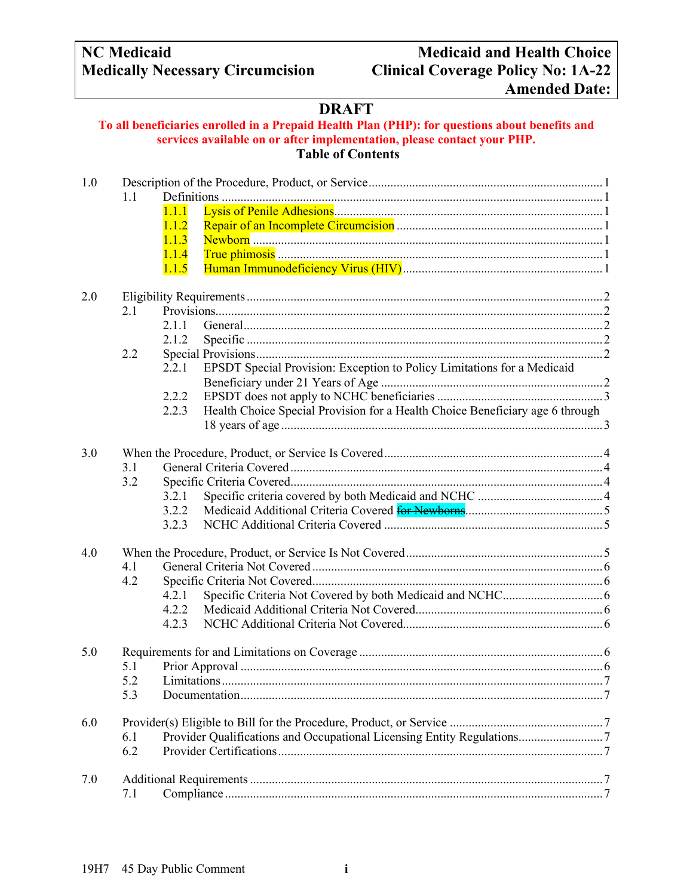| NC Medicaid | Medicaid and Health Choice |
| --- | --- |
| **Medically Necessary Circumcision** | **Clinical Coverage Policy No: 1A-22** |
| | **Amended Date:** |

# DRAFT

**To all beneficiaries enrolled in a Prepaid Health Plan (PHP): for questions about benefits and services available on or after implementation, please contact your PHP.**

**Table of Contents**

1.0 Description of the Procedure, Product, or Service .......... 1
- 1.1 Definitions .......... 1
  - 1.1.1 Lysis of Penile Adhesions .......... 1
  - 1.1.2 Repair of an Incomplete Circumcision .......... 1
  - 1.1.3 Newborn .......... 1
  - 1.1.4 True phimosis .......... 1
  - 1.1.5 Human Immunodeficiency Virus (HIV) .......... 1

2.0 Eligibility Requirements .......... 2
- 2.1 Provisions .......... 2
  - 2.1.1 General .......... 2
  - 2.1.2 Specific .......... 2
- 2.2 Special Provisions .......... 2
  - 2.2.1 EPSDT Special Provision: Exception to Policy Limitations for a Medicaid Beneficiary under 21 Years of Age .......... 2
  - 2.2.2 EPSDT does not apply to NCHC beneficiaries .......... 3
  - 2.2.3 Health Choice Special Provision for a Health Choice Beneficiary age 6 through 18 years of age .......... 3

3.0 When the Procedure, Product, or Service Is Covered .......... 4
- 3.1 General Criteria Covered .......... 4
- 3.2 Specific Criteria Covered .......... 4
  - 3.2.1 Specific criteria covered by both Medicaid and NCHC .......... 4
  - 3.2.2 Medicaid Additional Criteria Covered ~~for Newborns~~ .......... 5
  - 3.2.3 NCHC Additional Criteria Covered .......... 5

4.0 When the Procedure, Product, or Service Is Not Covered .......... 5
- 4.1 General Criteria Not Covered .......... 6
- 4.2 Specific Criteria Not Covered .......... 6
  - 4.2.1 Specific Criteria Not Covered by both Medicaid and NCHC .......... 6
  - 4.2.2 Medicaid Additional Criteria Not Covered .......... 6
  - 4.2.3 NCHC Additional Criteria Not Covered .......... 6

5.0 Requirements for and Limitations on Coverage .......... 6
- 5.1 Prior Approval .......... 6
- 5.2 Limitations .......... 7
- 5.3 Documentation .......... 7

6.0 Provider(s) Eligible to Bill for the Procedure, Product, or Service .......... 7
- 6.1 Provider Qualifications and Occupational Licensing Entity Regulations .......... 7
- 6.2 Provider Certifications .......... 7

7.0 Additional Requirements .......... 7
- 7.1 Compliance .......... 7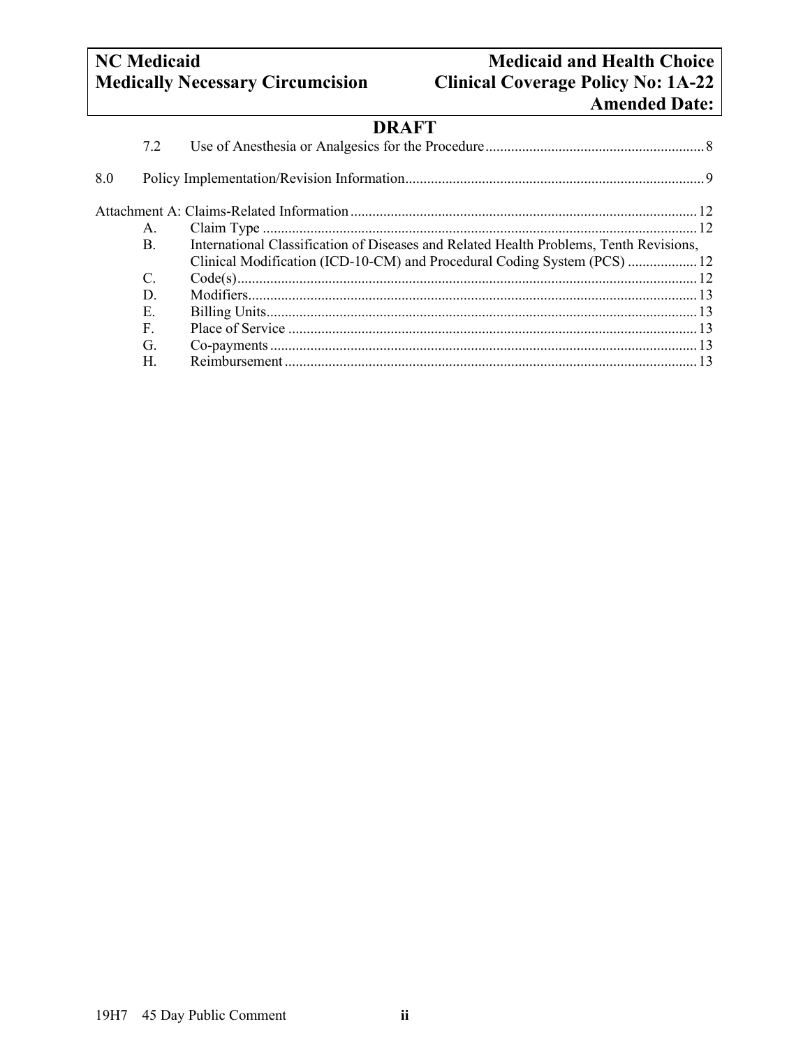**DRAFT**

7.2 Use of Anesthesia or Analgesics for the Procedure ........ 8

8.0 Policy Implementation/Revision Information ........ 9

Attachment A: Claims-Related Information ........ 12

- A. Claim Type ........ 12
- B. International Classification of Diseases and Related Health Problems, Tenth Revisions, Clinical Modification (ICD-10-CM) and Procedural Coding System (PCS) ........ 12
- C. Code(s) ........ 12
- D. Modifiers ........ 13
- E. Billing Units ........ 13
- F. Place of Service ........ 13
- G. Co-payments ........ 13
- H. Reimbursement ........ 13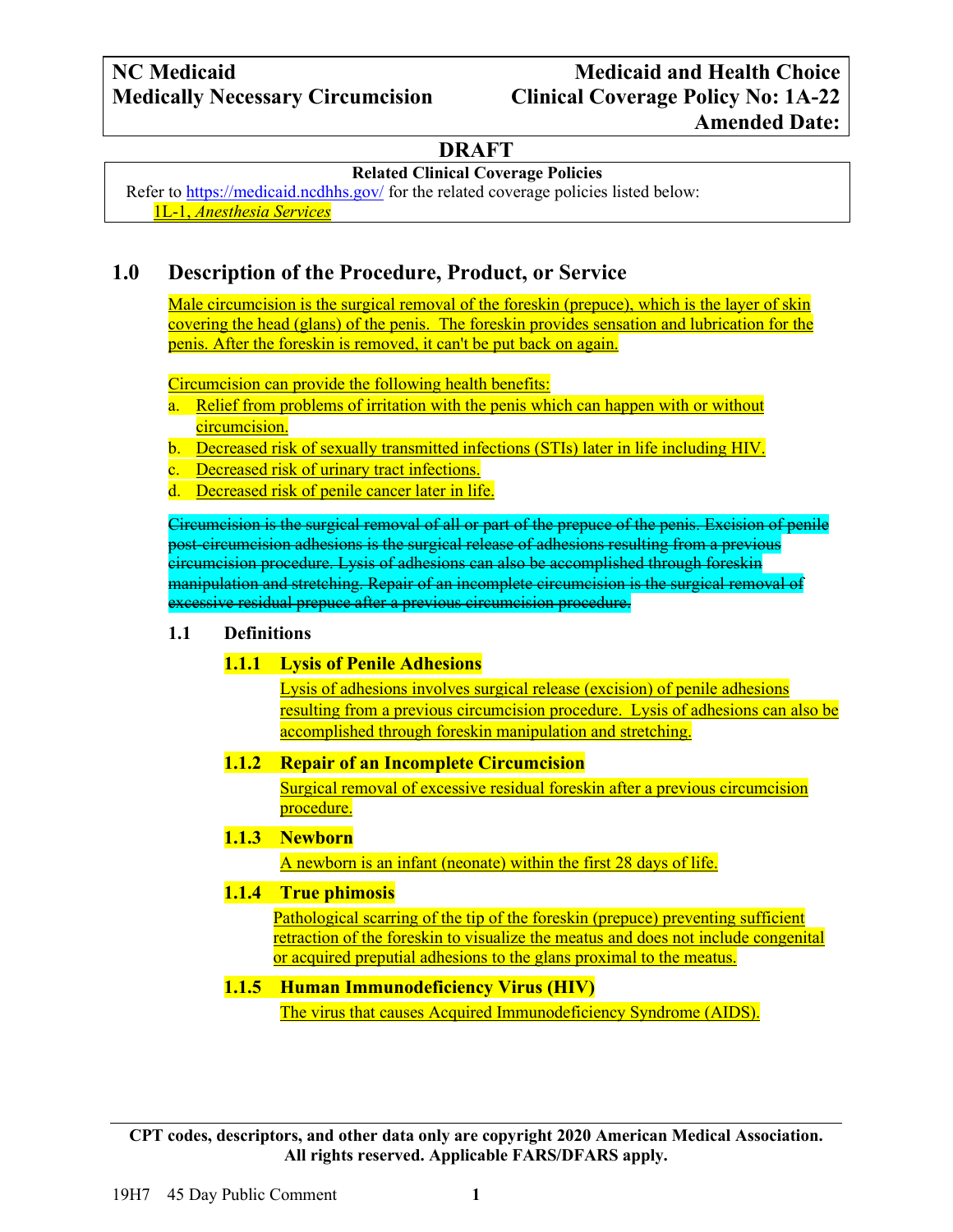| NC Medicaid | Medicaid and Health Choice |
| --- | --- |
| Medically Necessary Circumcision | Clinical Coverage Policy No: 1A-22 |
| | Amended Date: |

**DRAFT**

**Related Clinical Coverage Policies**

Refer to https://medicaid.ncdhhs.gov/ for the related coverage policies listed below:

1L-1, *Anesthesia Services*

## 1.0 Description of the Procedure, Product, or Service

Male circumcision is the surgical removal of the foreskin (prepuce), which is the layer of skin covering the head (glans) of the penis. The foreskin provides sensation and lubrication for the penis. After the foreskin is removed, it can't be put back on again.

Circumcision can provide the following health benefits:

a. Relief from problems of irritation with the penis which can happen with or without circumcision.
b. Decreased risk of sexually transmitted infections (STIs) later in life including HIV.
c. Decreased risk of urinary tract infections.
d. Decreased risk of penile cancer later in life.

~~Circumcision is the surgical removal of all or part of the prepuce of the penis. Excision of penile post-circumcision adhesions is the surgical release of adhesions resulting from a previous circumcision procedure. Lysis of adhesions can also be accomplished through foreskin manipulation and stretching. Repair of an incomplete circumcision is the surgical removal of excessive residual prepuce after a previous circumcision procedure.~~

### 1.1 Definitions

#### 1.1.1 Lysis of Penile Adhesions

Lysis of adhesions involves surgical release (excision) of penile adhesions resulting from a previous circumcision procedure. Lysis of adhesions can also be accomplished through foreskin manipulation and stretching.

#### 1.1.2 Repair of an Incomplete Circumcision

Surgical removal of excessive residual foreskin after a previous circumcision procedure.

#### 1.1.3 Newborn

A newborn is an infant (neonate) within the first 28 days of life.

#### 1.1.4 True phimosis

Pathological scarring of the tip of the foreskin (prepuce) preventing sufficient retraction of the foreskin to visualize the meatus and does not include congenital or acquired preputial adhesions to the glans proximal to the meatus.

#### 1.1.5 Human Immunodeficiency Virus (HIV)

The virus that causes Acquired Immunodeficiency Syndrome (AIDS).

**CPT codes, descriptors, and other data only are copyright 2020 American Medical Association. All rights reserved. Applicable FARS/DFARS apply.**

19H7 45 Day Public Comment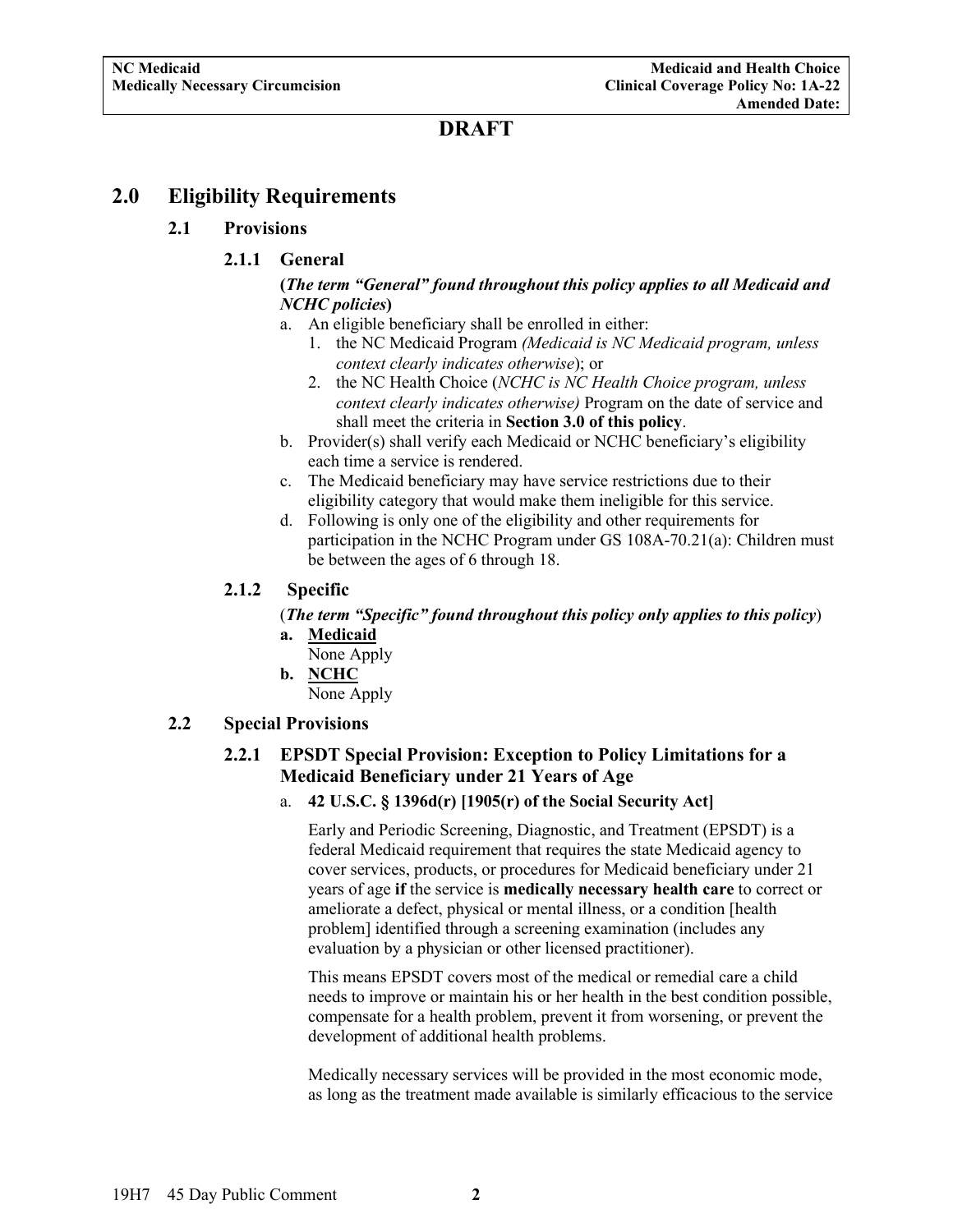**DRAFT**

# 2.0 Eligibility Requirements

## 2.1 Provisions

### 2.1.1 General

**(*The term "General" found throughout this policy applies to all Medicaid and NCHC policies*)**

a. An eligible beneficiary shall be enrolled in either:
   1. the NC Medicaid Program *(Medicaid is NC Medicaid program, unless context clearly indicates otherwise*); or
   2. the NC Health Choice (*NCHC is NC Health Choice program, unless context clearly indicates otherwise)* Program on the date of service and shall meet the criteria in **Section 3.0 of this policy**.

b. Provider(s) shall verify each Medicaid or NCHC beneficiary's eligibility each time a service is rendered.

c. The Medicaid beneficiary may have service restrictions due to their eligibility category that would make them ineligible for this service.

d. Following is only one of the eligibility and other requirements for participation in the NCHC Program under GS 108A-70.21(a): Children must be between the ages of 6 through 18.

### 2.1.2 Specific

(***The term "Specific" found throughout this policy only applies to this policy***)

**a. <u>Medicaid</u>**
None Apply

**b. <u>NCHC</u>**
None Apply

## 2.2 Special Provisions

### 2.2.1 EPSDT Special Provision: Exception to Policy Limitations for a Medicaid Beneficiary under 21 Years of Age

a. **42 U.S.C. § 1396d(r) [1905(r) of the Social Security Act]**

Early and Periodic Screening, Diagnostic, and Treatment (EPSDT) is a federal Medicaid requirement that requires the state Medicaid agency to cover services, products, or procedures for Medicaid beneficiary under 21 years of age **if** the service is **medically necessary health care** to correct or ameliorate a defect, physical or mental illness, or a condition [health problem] identified through a screening examination (includes any evaluation by a physician or other licensed practitioner).

This means EPSDT covers most of the medical or remedial care a child needs to improve or maintain his or her health in the best condition possible, compensate for a health problem, prevent it from worsening, or prevent the development of additional health problems.

Medically necessary services will be provided in the most economic mode, as long as the treatment made available is similarly efficacious to the service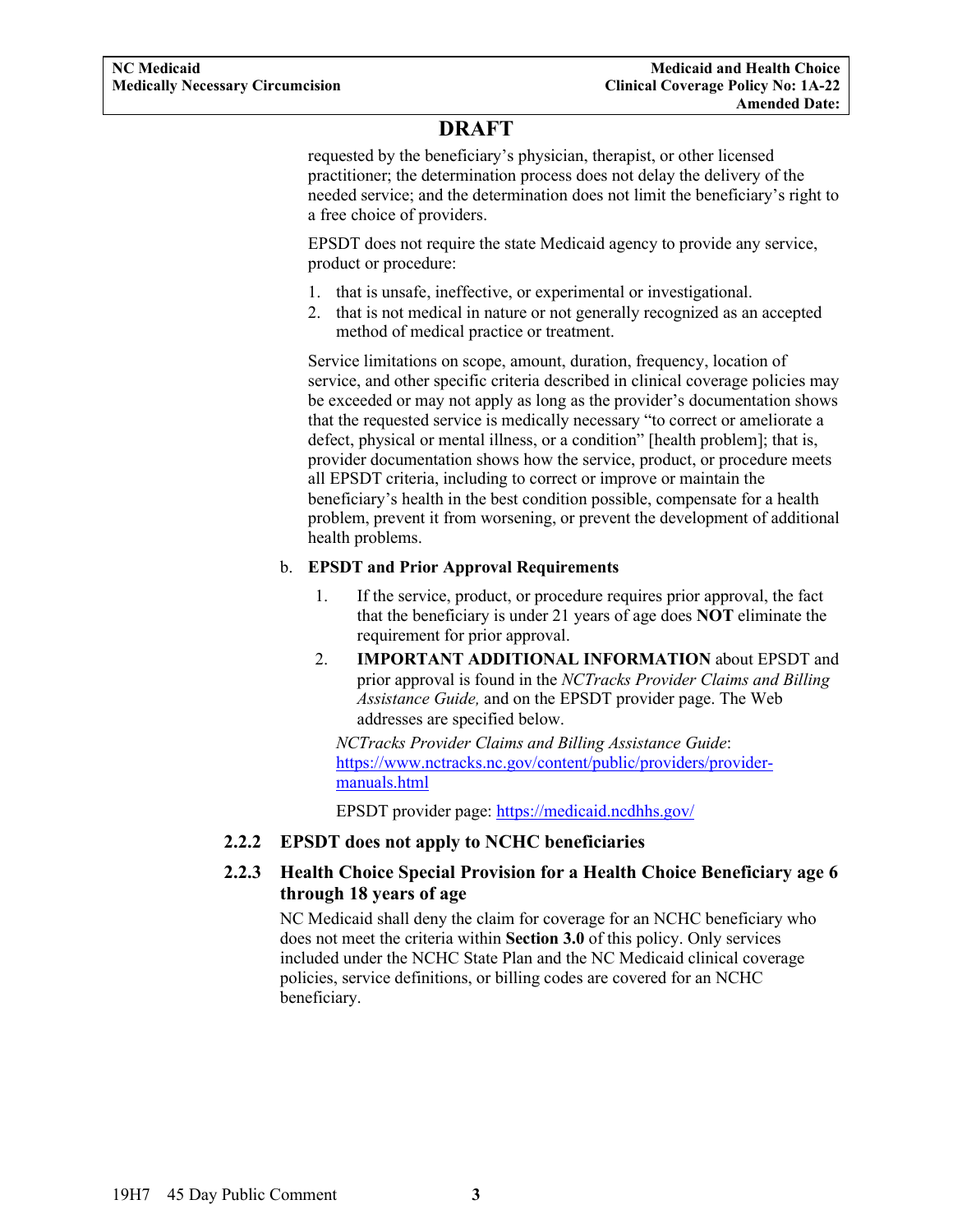**DRAFT**

requested by the beneficiary's physician, therapist, or other licensed practitioner; the determination process does not delay the delivery of the needed service; and the determination does not limit the beneficiary's right to a free choice of providers.

EPSDT does not require the state Medicaid agency to provide any service, product or procedure:

1. that is unsafe, ineffective, or experimental or investigational.
2. that is not medical in nature or not generally recognized as an accepted method of medical practice or treatment.

Service limitations on scope, amount, duration, frequency, location of service, and other specific criteria described in clinical coverage policies may be exceeded or may not apply as long as the provider's documentation shows that the requested service is medically necessary "to correct or ameliorate a defect, physical or mental illness, or a condition" [health problem]; that is, provider documentation shows how the service, product, or procedure meets all EPSDT criteria, including to correct or improve or maintain the beneficiary's health in the best condition possible, compensate for a health problem, prevent it from worsening, or prevent the development of additional health problems.

b. **EPSDT and Prior Approval Requirements**

1. If the service, product, or procedure requires prior approval, the fact that the beneficiary is under 21 years of age does **NOT** eliminate the requirement for prior approval.
2. **IMPORTANT ADDITIONAL INFORMATION** about EPSDT and prior approval is found in the *NCTracks Provider Claims and Billing Assistance Guide,* and on the EPSDT provider page. The Web addresses are specified below.

*NCTracks Provider Claims and Billing Assistance Guide*: https://www.nctracks.nc.gov/content/public/providers/provider-manuals.html

EPSDT provider page: https://medicaid.ncdhhs.gov/

### 2.2.2 EPSDT does not apply to NCHC beneficiaries

### 2.2.3 Health Choice Special Provision for a Health Choice Beneficiary age 6 through 18 years of age

NC Medicaid shall deny the claim for coverage for an NCHC beneficiary who does not meet the criteria within **Section 3.0** of this policy. Only services included under the NCHC State Plan and the NC Medicaid clinical coverage policies, service definitions, or billing codes are covered for an NCHC beneficiary.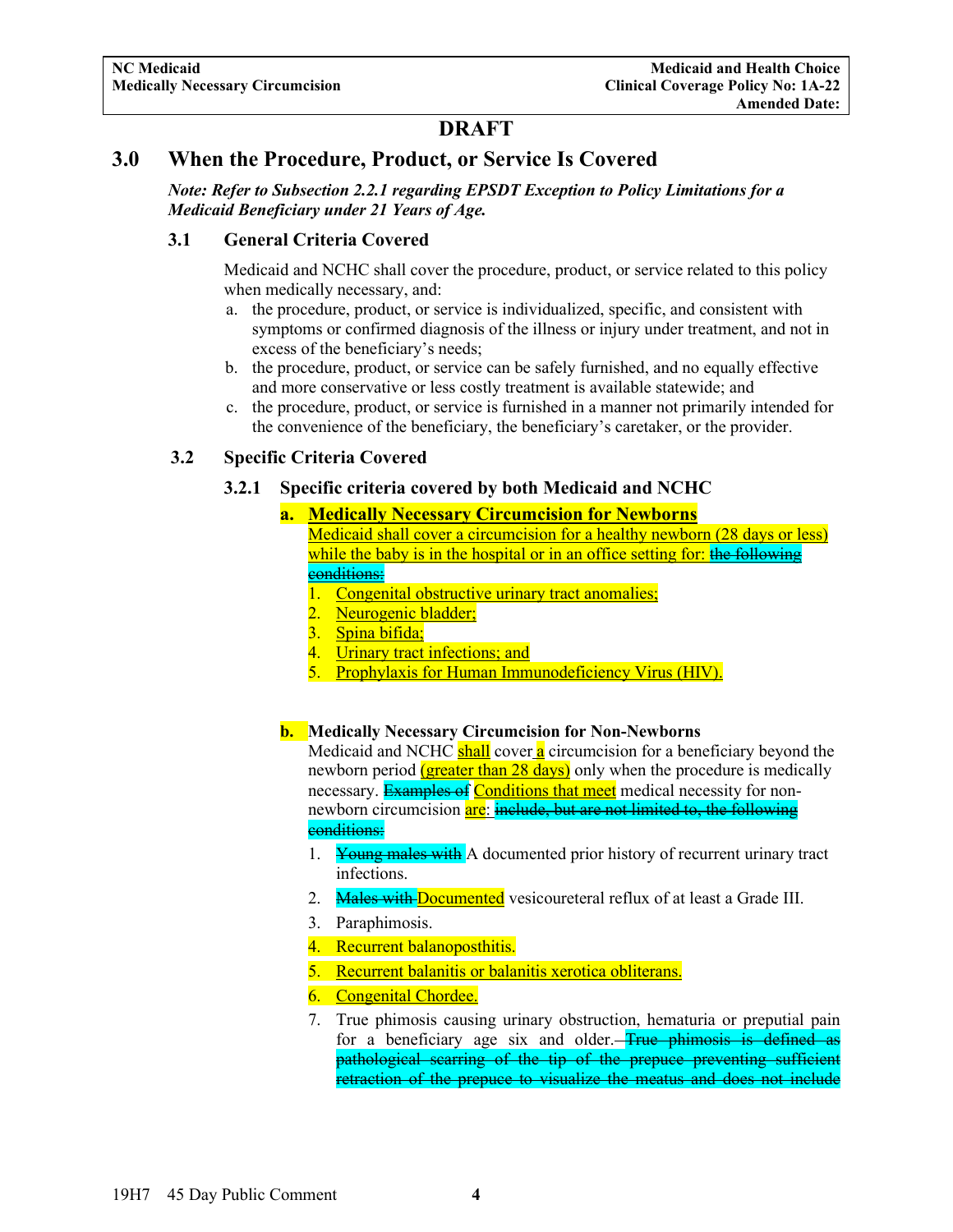# DRAFT

## 3.0 When the Procedure, Product, or Service Is Covered

***Note: Refer to Subsection 2.2.1 regarding EPSDT Exception to Policy Limitations for a Medicaid Beneficiary under 21 Years of Age.***

### 3.1 General Criteria Covered

Medicaid and NCHC shall cover the procedure, product, or service related to this policy when medically necessary, and:

a. the procedure, product, or service is individualized, specific, and consistent with symptoms or confirmed diagnosis of the illness or injury under treatment, and not in excess of the beneficiary's needs;
b. the procedure, product, or service can be safely furnished, and no equally effective and more conservative or less costly treatment is available statewide; and
c. the procedure, product, or service is furnished in a manner not primarily intended for the convenience of the beneficiary, the beneficiary's caretaker, or the provider.

### 3.2 Specific Criteria Covered

#### 3.2.1 Specific criteria covered by both Medicaid and NCHC

**a. Medically Necessary Circumcision for Newborns**

Medicaid shall cover a circumcision for a healthy newborn (28 days or less) while the baby is in the hospital or in an office setting for: ~~the following conditions:~~

1. Congenital obstructive urinary tract anomalies;
2. Neurogenic bladder;
3. Spina bifida;
4. Urinary tract infections; and
5. Prophylaxis for Human Immunodeficiency Virus (HIV).

**b. Medically Necessary Circumcision for Non-Newborns**

Medicaid and NCHC shall cover a circumcision for a beneficiary beyond the newborn period (greater than 28 days) only when the procedure is medically necessary. ~~Examples of~~ Conditions that meet medical necessity for non-newborn circumcision are: ~~include, but are not limited to, the following conditions:~~

1. ~~Young males with~~ A documented prior history of recurrent urinary tract infections.
2. ~~Males with~~ Documented vesicoureteral reflux of at least a Grade III.
3. Paraphimosis.
4. Recurrent balanoposthitis.
5. Recurrent balanitis or balanitis xerotica obliterans.
6. Congenital Chordee.
7. True phimosis causing urinary obstruction, hematuria or preputial pain for a beneficiary age six and older. ~~True phimosis is defined as pathological scarring of the tip of the prepuce preventing sufficient retraction of the prepuce to visualize the meatus and does not include~~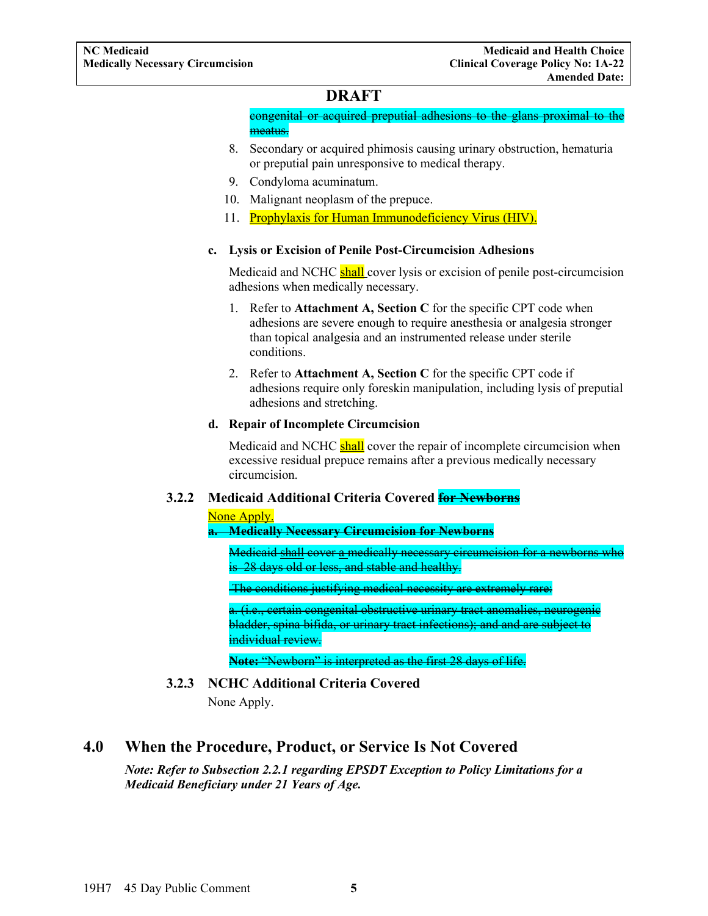DRAFT

~~congenital or acquired preputial adhesions to the glans proximal to the meatus.~~

8. Secondary or acquired phimosis causing urinary obstruction, hematuria or preputial pain unresponsive to medical therapy.
9. Condyloma acuminatum.
10. Malignant neoplasm of the prepuce.
11. Prophylaxis for Human Immunodeficiency Virus (HIV).

**c. Lysis or Excision of Penile Post-Circumcision Adhesions**

Medicaid and NCHC shall cover lysis or excision of penile post-circumcision adhesions when medically necessary.

1. Refer to **Attachment A, Section C** for the specific CPT code when adhesions are severe enough to require anesthesia or analgesia stronger than topical analgesia and an instrumented release under sterile conditions.
2. Refer to **Attachment A, Section C** for the specific CPT code if adhesions require only foreskin manipulation, including lysis of preputial adhesions and stretching.

**d. Repair of Incomplete Circumcision**

Medicaid and NCHC shall cover the repair of incomplete circumcision when excessive residual prepuce remains after a previous medically necessary circumcision.

### 3.2.2 Medicaid Additional Criteria Covered ~~for Newborns~~

None Apply.

~~**a. Medically Necessary Circumcision for Newborns**~~

~~Medicaid shall cover a medically necessary circumcision for a newborns who is 28 days old or less, and stable and healthy.~~

~~The conditions justifying medical necessity are extremely rare:~~

~~a. (i.e., certain congenital obstructive urinary tract anomalies, neurogenic bladder, spina bifida, or urinary tract infections); and and are subject to individual review.~~

~~**Note:** "Newborn" is interpreted as the first 28 days of life.~~

### 3.2.3 NCHC Additional Criteria Covered

None Apply.

## 4.0 When the Procedure, Product, or Service Is Not Covered

***Note: Refer to Subsection 2.2.1 regarding EPSDT Exception to Policy Limitations for a Medicaid Beneficiary under 21 Years of Age.***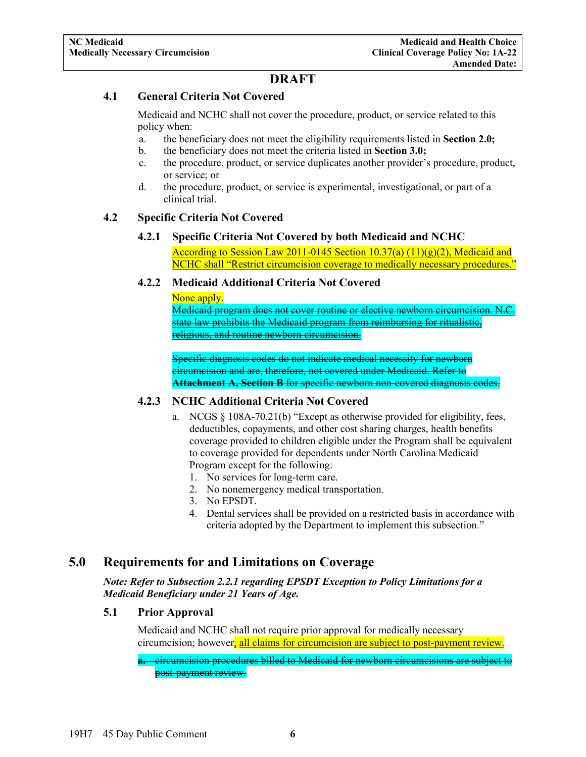**DRAFT**

### 4.1 General Criteria Not Covered

Medicaid and NCHC shall not cover the procedure, product, or service related to this policy when:

a. the beneficiary does not meet the eligibility requirements listed in **Section 2.0;**
b. the beneficiary does not meet the criteria listed in **Section 3.0;**
c. the procedure, product, or service duplicates another provider's procedure, product, or service; or
d. the procedure, product, or service is experimental, investigational, or part of a clinical trial.

### 4.2 Specific Criteria Not Covered

#### 4.2.1 Specific Criteria Not Covered by both Medicaid and NCHC

According to Session Law 2011-0145 Section 10.37(a) (11)(g)(2), Medicaid and NCHC shall "Restrict circumcision coverage to medically necessary procedures."

#### 4.2.2 Medicaid Additional Criteria Not Covered

None apply.

~~Medicaid program does not cover routine or elective newborn circumcision. N.C. state law prohibits the Medicaid program from reimbursing for ritualistic, religious, and routine newborn circumcision.~~

~~Specific diagnosis codes do not indicate medical necessity for newborn circumcision and are, therefore, not covered under Medicaid. Refer to **Attachment A, Section B** for specific newborn non-covered diagnosis codes.~~

#### 4.2.3 NCHC Additional Criteria Not Covered

a. NCGS § 108A-70.21(b) "Except as otherwise provided for eligibility, fees, deductibles, copayments, and other cost sharing charges, health benefits coverage provided to children eligible under the Program shall be equivalent to coverage provided for dependents under North Carolina Medicaid Program except for the following:
   1. No services for long-term care.
   2. No nonemergency medical transportation.
   3. No EPSDT.
   4. Dental services shall be provided on a restricted basis in accordance with criteria adopted by the Department to implement this subsection."

## 5.0 Requirements for and Limitations on Coverage

***Note: Refer to Subsection 2.2.1 regarding EPSDT Exception to Policy Limitations for a Medicaid Beneficiary under 21 Years of Age.***

### 5.1 Prior Approval

Medicaid and NCHC shall not require prior approval for medically necessary circumcision; however, all claims for circumcision are subject to post-payment review.

~~**a.** circumcision procedures billed to Medicaid for newborn circumcisions are subject to post-payment review.~~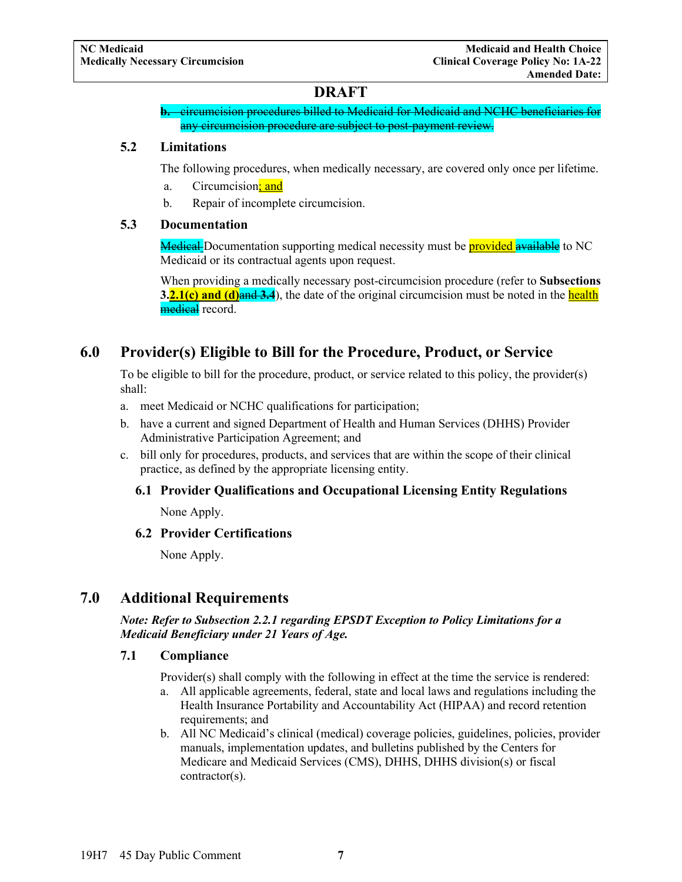**DRAFT**

~~b. circumcision procedures billed to Medicaid for Medicaid and NCHC beneficiaries for any circumcision procedure are subject to post-payment review.~~

### 5.2 Limitations

The following procedures, when medically necessary, are covered only once per lifetime.

a. Circumcision; and

b. Repair of incomplete circumcision.

### 5.3 Documentation

~~Medical~~ Documentation supporting medical necessity must be provided ~~available~~ to NC Medicaid or its contractual agents upon request.

When providing a medically necessary post-circumcision procedure (refer to **Subsections 3.2.1(c) and (d)~~and 3.4~~**), the date of the original circumcision must be noted in the health ~~medical~~ record.

## 6.0 Provider(s) Eligible to Bill for the Procedure, Product, or Service

To be eligible to bill for the procedure, product, or service related to this policy, the provider(s) shall:

a. meet Medicaid or NCHC qualifications for participation;

b. have a current and signed Department of Health and Human Services (DHHS) Provider Administrative Participation Agreement; and

c. bill only for procedures, products, and services that are within the scope of their clinical practice, as defined by the appropriate licensing entity.

### 6.1 Provider Qualifications and Occupational Licensing Entity Regulations

None Apply.

### 6.2 Provider Certifications

None Apply.

## 7.0 Additional Requirements

***Note: Refer to Subsection 2.2.1 regarding EPSDT Exception to Policy Limitations for a Medicaid Beneficiary under 21 Years of Age.***

### 7.1 Compliance

Provider(s) shall comply with the following in effect at the time the service is rendered:

a. All applicable agreements, federal, state and local laws and regulations including the Health Insurance Portability and Accountability Act (HIPAA) and record retention requirements; and

b. All NC Medicaid's clinical (medical) coverage policies, guidelines, policies, provider manuals, implementation updates, and bulletins published by the Centers for Medicare and Medicaid Services (CMS), DHHS, DHHS division(s) or fiscal contractor(s).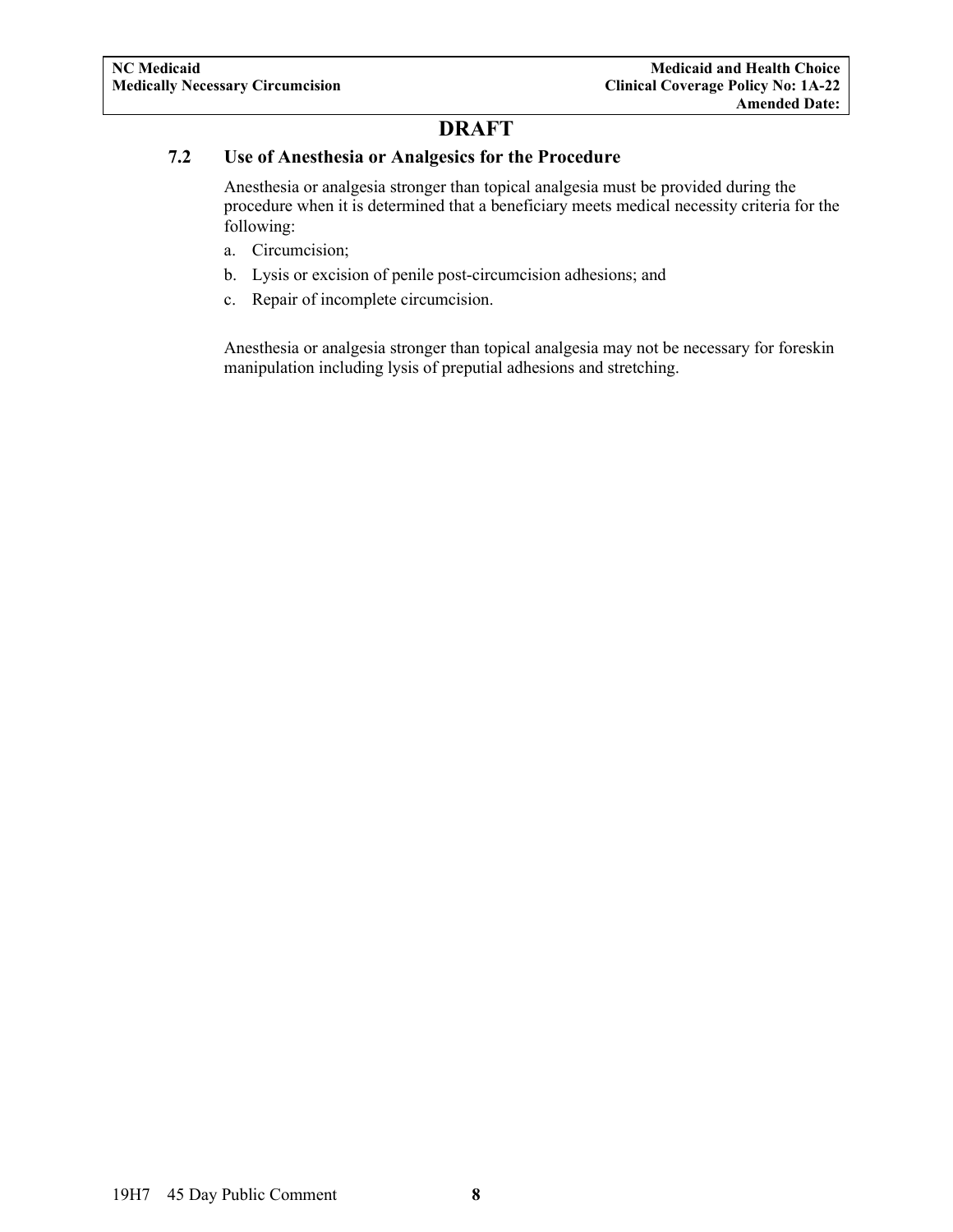# DRAFT

### 7.2 Use of Anesthesia or Analgesics for the Procedure

Anesthesia or analgesia stronger than topical analgesia must be provided during the procedure when it is determined that a beneficiary meets medical necessity criteria for the following:

a. Circumcision;
b. Lysis or excision of penile post-circumcision adhesions; and
c. Repair of incomplete circumcision.

Anesthesia or analgesia stronger than topical analgesia may not be necessary for foreskin manipulation including lysis of preputial adhesions and stretching.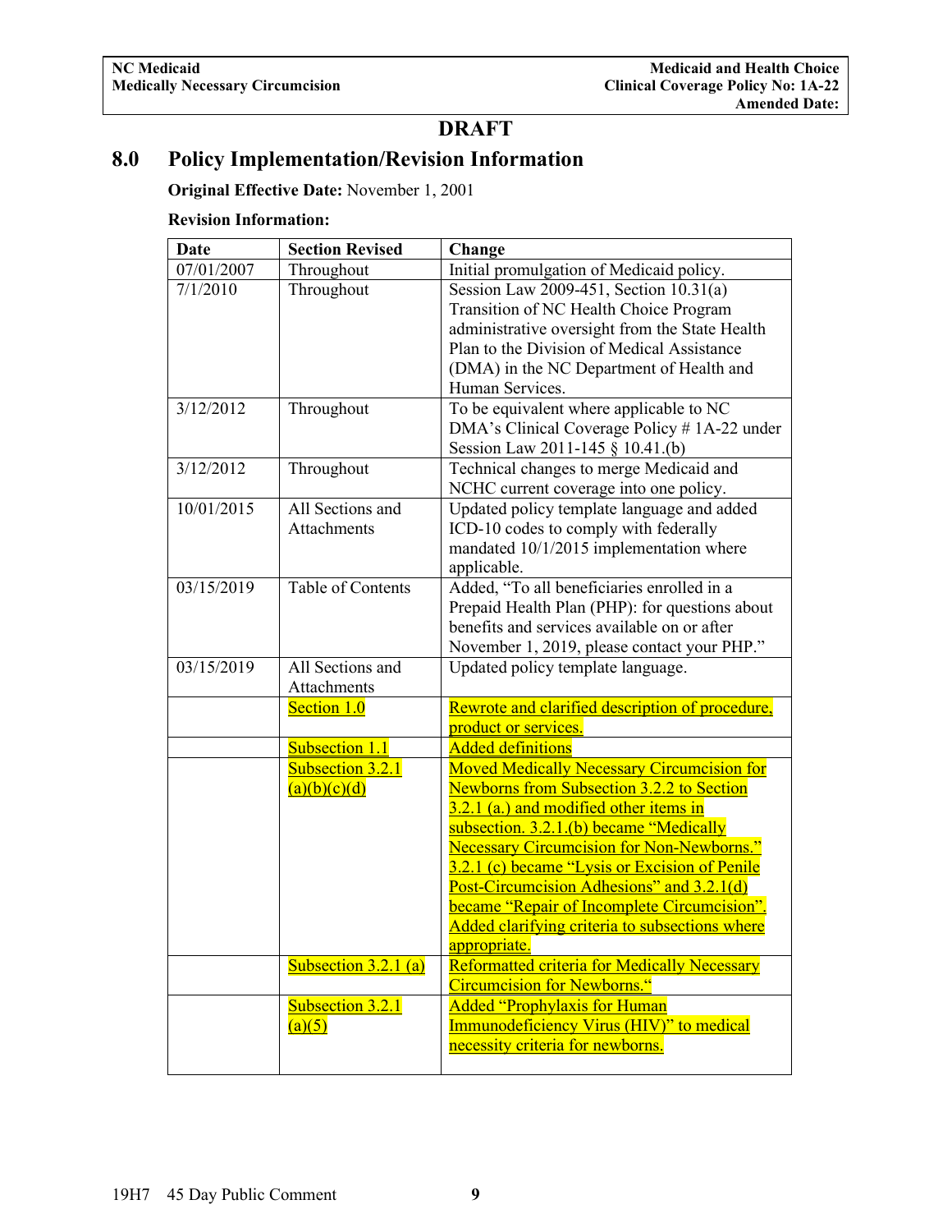**DRAFT**

## 8.0 Policy Implementation/Revision Information

**Original Effective Date:** November 1, 2001

**Revision Information:**

| Date | Section Revised | Change |
|---|---|---|
| 07/01/2007 | Throughout | Initial promulgation of Medicaid policy. |
| 7/1/2010 | Throughout | Session Law 2009-451, Section 10.31(a) Transition of NC Health Choice Program administrative oversight from the State Health Plan to the Division of Medical Assistance (DMA) in the NC Department of Health and Human Services. |
| 3/12/2012 | Throughout | To be equivalent where applicable to NC DMA's Clinical Coverage Policy # 1A-22 under Session Law 2011-145 § 10.41.(b) |
| 3/12/2012 | Throughout | Technical changes to merge Medicaid and NCHC current coverage into one policy. |
| 10/01/2015 | All Sections and Attachments | Updated policy template language and added ICD-10 codes to comply with federally mandated 10/1/2015 implementation where applicable. |
| 03/15/2019 | Table of Contents | Added, "To all beneficiaries enrolled in a Prepaid Health Plan (PHP): for questions about benefits and services available on or after November 1, 2019, please contact your PHP." |
| 03/15/2019 | All Sections and Attachments | Updated policy template language. |
| | Section 1.0 | Rewrote and clarified description of procedure, product or services. |
| | Subsection 1.1 | Added definitions |
| | Subsection 3.2.1 (a)(b)(c)(d) | Moved Medically Necessary Circumcision for Newborns from Subsection 3.2.2 to Section 3.2.1 (a.) and modified other items in subsection. 3.2.1.(b) became "Medically Necessary Circumcision for Non-Newborns." 3.2.1 (c) became "Lysis or Excision of Penile Post-Circumcision Adhesions" and 3.2.1(d) became "Repair of Incomplete Circumcision". Added clarifying criteria to subsections where appropriate. |
| | Subsection 3.2.1 (a) | Reformatted criteria for Medically Necessary Circumcision for Newborns." |
| | Subsection 3.2.1 (a)(5) | Added "Prophylaxis for Human Immunodeficiency Virus (HIV)" to medical necessity criteria for newborns. |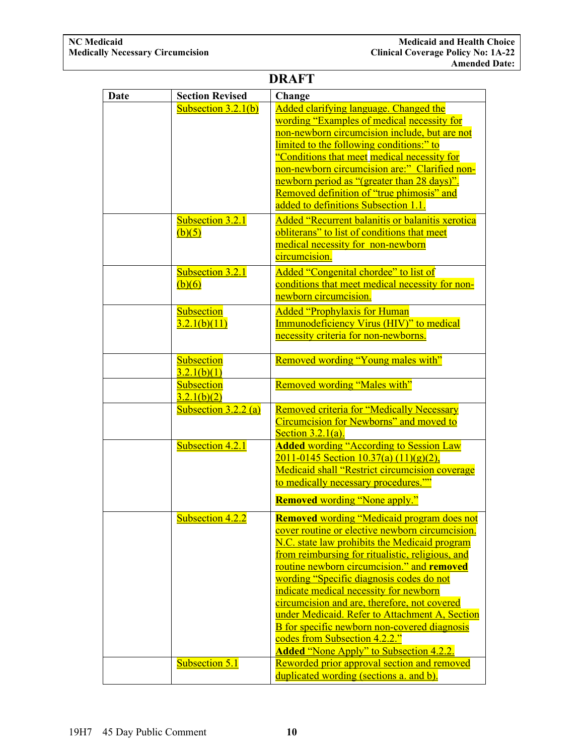**DRAFT**

| Date | Section Revised | Change |
|---|---|---|
| | Subsection 3.2.1(b) | Added clarifying language. Changed the wording "Examples of medical necessity for non-newborn circumcision include, but are not limited to the following conditions:" to "Conditions that meet medical necessity for non-newborn circumcision are:" Clarified non-newborn period as "(greater than 28 days)". Removed definition of "true phimosis" and added to definitions Subsection 1.1. |
| | Subsection 3.2.1 (b)(5) | Added "Recurrent balanitis or balanitis xerotica obliterans" to list of conditions that meet medical necessity for non-newborn circumcision. |
| | Subsection 3.2.1 (b)(6) | Added "Congenital chordee" to list of conditions that meet medical necessity for non-newborn circumcision. |
| | Subsection 3.2.1(b)(11) | Added "Prophylaxis for Human Immunodeficiency Virus (HIV)" to medical necessity criteria for non-newborns. |
| | Subsection 3.2.1(b)(1) | Removed wording "Young males with" |
| | Subsection 3.2.1(b)(2) | Removed wording "Males with" |
| | Subsection 3.2.2 (a) | Removed criteria for "Medically Necessary Circumcision for Newborns" and moved to Section 3.2.1(a). |
| | Subsection 4.2.1 | **Added** wording "According to Session Law 2011-0145 Section 10.37(a) (11)(g)(2), Medicaid shall "Restrict circumcision coverage to medically necessary procedures."" **Removed** wording "None apply." |
| | Subsection 4.2.2 | **Removed** wording "Medicaid program does not cover routine or elective newborn circumcision. N.C. state law prohibits the Medicaid program from reimbursing for ritualistic, religious, and routine newborn circumcision." and **removed** wording "Specific diagnosis codes do not indicate medical necessity for newborn circumcision and are, therefore, not covered under Medicaid. Refer to Attachment A, Section B for specific newborn non-covered diagnosis codes from Subsection 4.2.2." **Added** "None Apply" to Subsection 4.2.2. |
| | Subsection 5.1 | Reworded prior approval section and removed duplicated wording (sections a. and b). |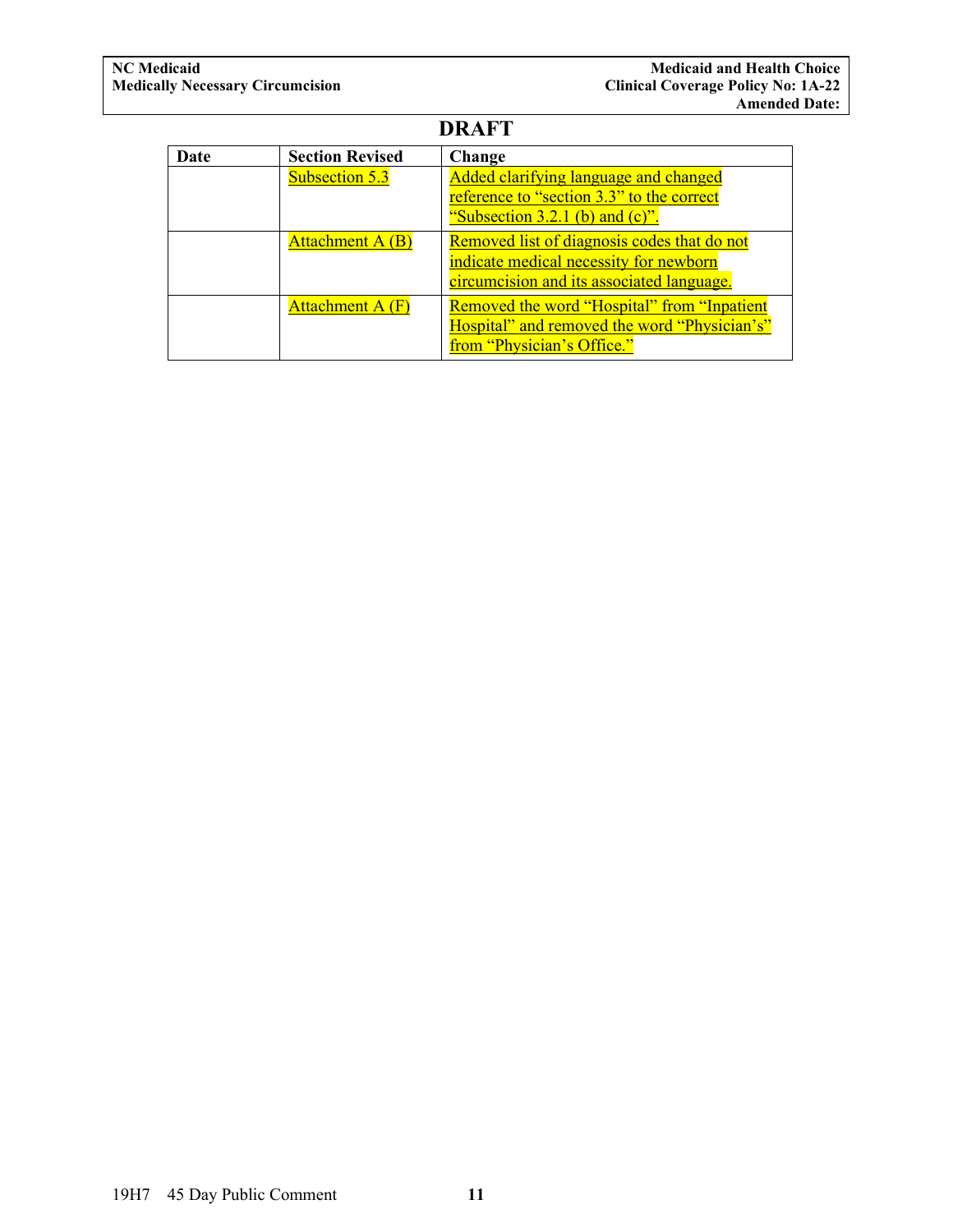**DRAFT**

| Date | Section Revised | Change |
|---|---|---|
| | Subsection 5.3 | Added clarifying language and changed reference to "section 3.3" to the correct "Subsection 3.2.1 (b) and (c)". |
| | Attachment A (B) | Removed list of diagnosis codes that do not indicate medical necessity for newborn circumcision and its associated language. |
| | Attachment A (F) | Removed the word "Hospital" from "Inpatient Hospital" and removed the word "Physician's" from "Physician's Office." |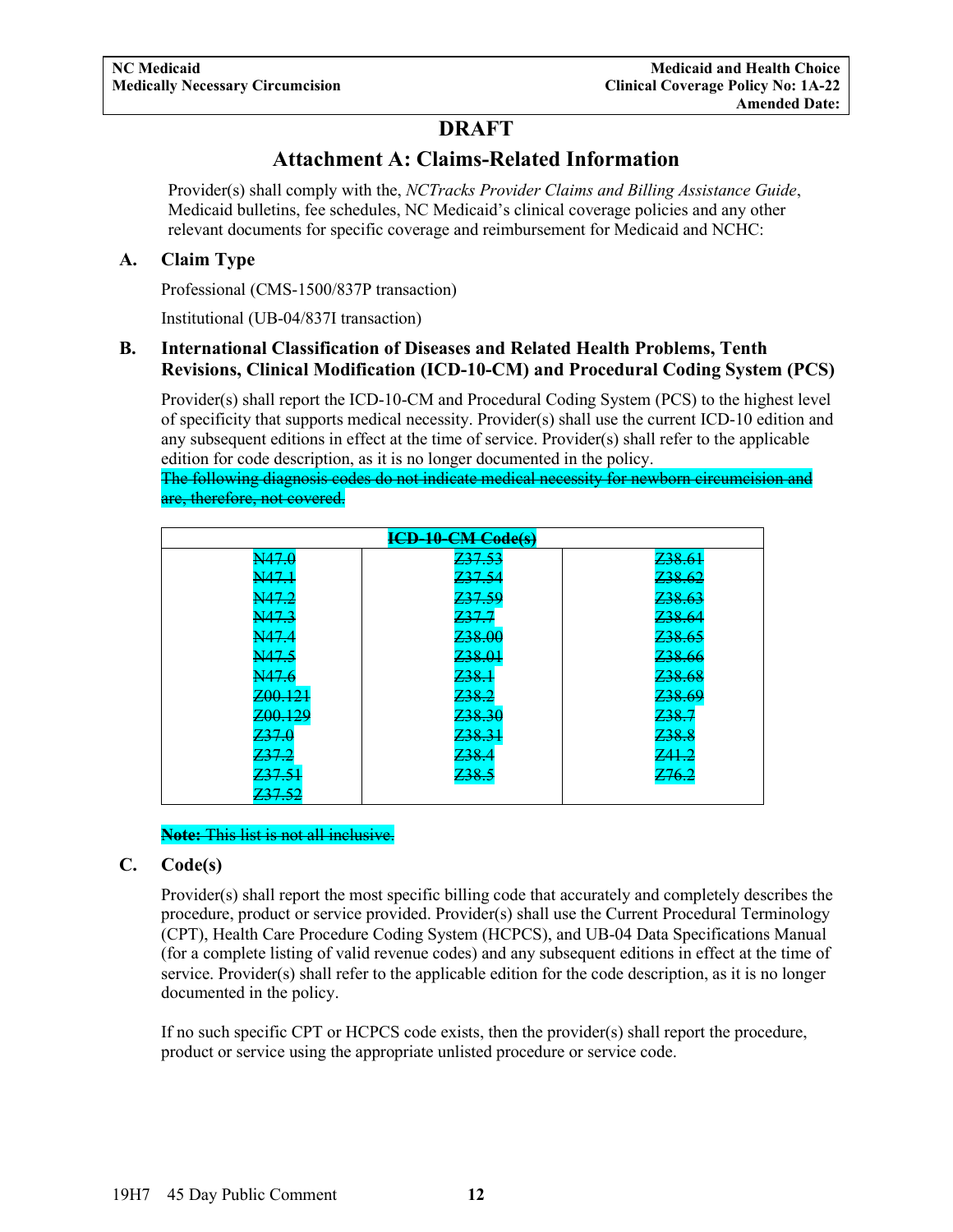# DRAFT

# Attachment A: Claims-Related Information

Provider(s) shall comply with the, *NCTracks Provider Claims and Billing Assistance Guide*, Medicaid bulletins, fee schedules, NC Medicaid's clinical coverage policies and any other relevant documents for specific coverage and reimbursement for Medicaid and NCHC:

## A. Claim Type

Professional (CMS-1500/837P transaction)

Institutional (UB-04/837I transaction)

## B. International Classification of Diseases and Related Health Problems, Tenth Revisions, Clinical Modification (ICD-10-CM) and Procedural Coding System (PCS)

Provider(s) shall report the ICD-10-CM and Procedural Coding System (PCS) to the highest level of specificity that supports medical necessity. Provider(s) shall use the current ICD-10 edition and any subsequent editions in effect at the time of service. Provider(s) shall refer to the applicable edition for code description, as it is no longer documented in the policy.

~~The following diagnosis codes do not indicate medical necessity for newborn circumcision and are, therefore, not covered.~~

| ~~ICD-10-CM Code(s)~~ | | |
|---|---|---|
| ~~N47.0~~ | ~~Z37.53~~ | ~~Z38.61~~ |
| ~~N47.1~~ | ~~Z37.54~~ | ~~Z38.62~~ |
| ~~N47.2~~ | ~~Z37.59~~ | ~~Z38.63~~ |
| ~~N47.3~~ | ~~Z37.7~~ | ~~Z38.64~~ |
| ~~N47.4~~ | ~~Z38.00~~ | ~~Z38.65~~ |
| ~~N47.5~~ | ~~Z38.01~~ | ~~Z38.66~~ |
| ~~N47.6~~ | ~~Z38.1~~ | ~~Z38.68~~ |
| ~~Z00.121~~ | ~~Z38.2~~ | ~~Z38.69~~ |
| ~~Z00.129~~ | ~~Z38.30~~ | ~~Z38.7~~ |
| ~~Z37.0~~ | ~~Z38.31~~ | ~~Z38.8~~ |
| ~~Z37.2~~ | ~~Z38.4~~ | ~~Z41.2~~ |
| ~~Z37.51~~ | ~~Z38.5~~ | ~~Z76.2~~ |
| ~~Z37.52~~ | | |

~~**Note:** This list is not all inclusive.~~

## C. Code(s)

Provider(s) shall report the most specific billing code that accurately and completely describes the procedure, product or service provided. Provider(s) shall use the Current Procedural Terminology (CPT), Health Care Procedure Coding System (HCPCS), and UB-04 Data Specifications Manual (for a complete listing of valid revenue codes) and any subsequent editions in effect at the time of service. Provider(s) shall refer to the applicable edition for the code description, as it is no longer documented in the policy.

If no such specific CPT or HCPCS code exists, then the provider(s) shall report the procedure, product or service using the appropriate unlisted procedure or service code.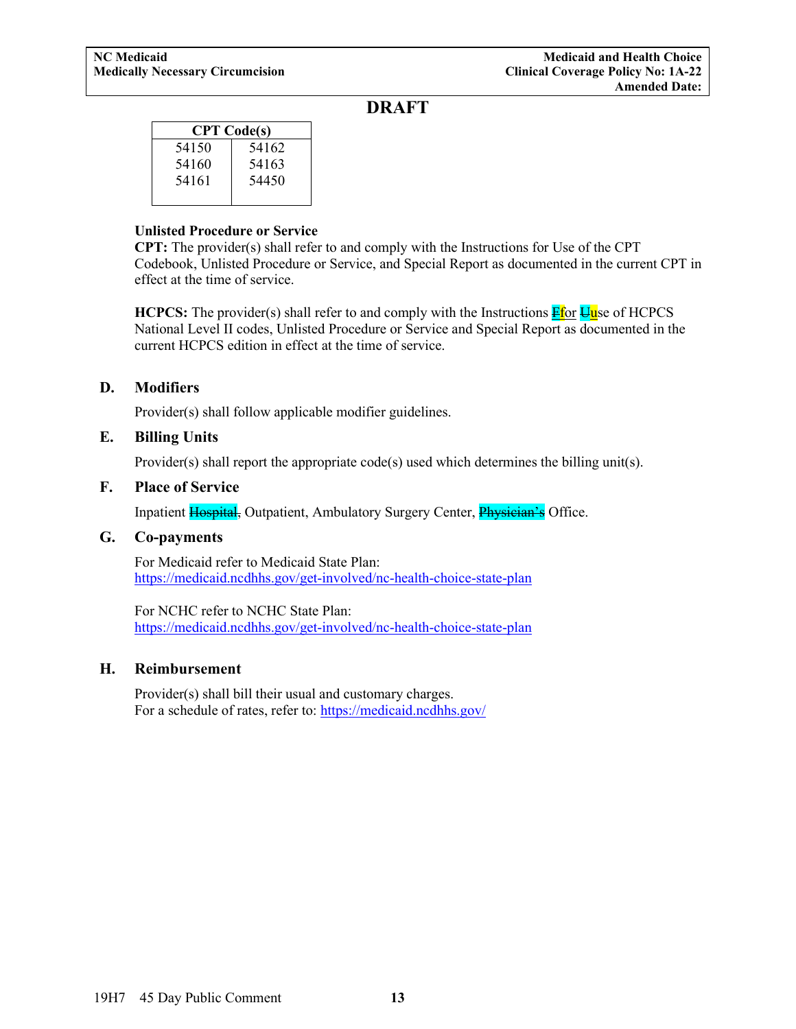**DRAFT**

| CPT Code(s) | |
|---|---|
| 54150 | 54162 |
| 54160 | 54163 |
| 54161 | 54450 |

**Unlisted Procedure or Service**

**CPT:** The provider(s) shall refer to and comply with the Instructions for Use of the CPT Codebook, Unlisted Procedure or Service, and Special Report as documented in the current CPT in effect at the time of service.

**HCPCS:** The provider(s) shall refer to and comply with the Instructions ~~F~~for ~~U~~use of HCPCS National Level II codes, Unlisted Procedure or Service and Special Report as documented in the current HCPCS edition in effect at the time of service.

### D. Modifiers

Provider(s) shall follow applicable modifier guidelines.

### E. Billing Units

Provider(s) shall report the appropriate code(s) used which determines the billing unit(s).

### F. Place of Service

Inpatient ~~Hospital~~, Outpatient, Ambulatory Surgery Center, ~~Physician's~~ Office.

### G. Co-payments

For Medicaid refer to Medicaid State Plan:
https://medicaid.ncdhhs.gov/get-involved/nc-health-choice-state-plan

For NCHC refer to NCHC State Plan:
https://medicaid.ncdhhs.gov/get-involved/nc-health-choice-state-plan

### H. Reimbursement

Provider(s) shall bill their usual and customary charges.
For a schedule of rates, refer to: https://medicaid.ncdhhs.gov/